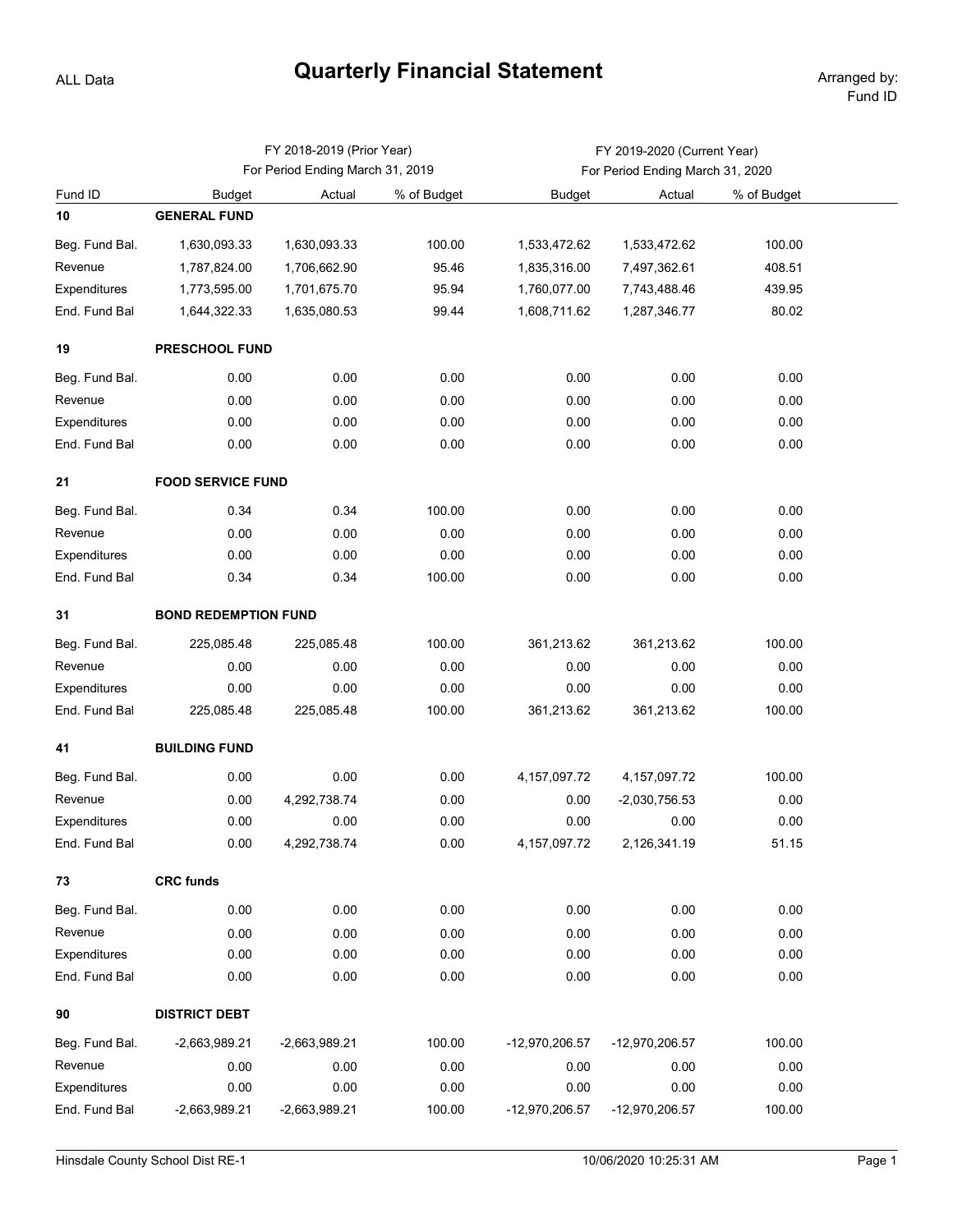# Quarterly Financial Statement

ALL Data

Arranged by: Fund ID

| Fund ID | | FY 2018-2019 (Prior Year) For Period Ending March 31, 2019 | | | FY 2019-2020 (Current Year) For Period Ending March 31, 2020 | |
|---|---|---|---|---|---|---|
| | Budget | Actual | % of Budget | Budget | Actual | % of Budget |
| **10** | **GENERAL FUND** | | | | | |
| Beg. Fund Bal. | 1,630,093.33 | 1,630,093.33 | 100.00 | 1,533,472.62 | 1,533,472.62 | 100.00 |
| Revenue | 1,787,824.00 | 1,706,662.90 | 95.46 | 1,835,316.00 | 7,497,362.61 | 408.51 |
| Expenditures | 1,773,595.00 | 1,701,675.70 | 95.94 | 1,760,077.00 | 7,743,488.46 | 439.95 |
| End. Fund Bal | 1,644,322.33 | 1,635,080.53 | 99.44 | 1,608,711.62 | 1,287,346.77 | 80.02 |
| **19** | **PRESCHOOL FUND** | | | | | |
| Beg. Fund Bal. | 0.00 | 0.00 | 0.00 | 0.00 | 0.00 | 0.00 |
| Revenue | 0.00 | 0.00 | 0.00 | 0.00 | 0.00 | 0.00 |
| Expenditures | 0.00 | 0.00 | 0.00 | 0.00 | 0.00 | 0.00 |
| End. Fund Bal | 0.00 | 0.00 | 0.00 | 0.00 | 0.00 | 0.00 |
| **21** | **FOOD SERVICE FUND** | | | | | |
| Beg. Fund Bal. | 0.34 | 0.34 | 100.00 | 0.00 | 0.00 | 0.00 |
| Revenue | 0.00 | 0.00 | 0.00 | 0.00 | 0.00 | 0.00 |
| Expenditures | 0.00 | 0.00 | 0.00 | 0.00 | 0.00 | 0.00 |
| End. Fund Bal | 0.34 | 0.34 | 100.00 | 0.00 | 0.00 | 0.00 |
| **31** | **BOND REDEMPTION FUND** | | | | | |
| Beg. Fund Bal. | 225,085.48 | 225,085.48 | 100.00 | 361,213.62 | 361,213.62 | 100.00 |
| Revenue | 0.00 | 0.00 | 0.00 | 0.00 | 0.00 | 0.00 |
| Expenditures | 0.00 | 0.00 | 0.00 | 0.00 | 0.00 | 0.00 |
| End. Fund Bal | 225,085.48 | 225,085.48 | 100.00 | 361,213.62 | 361,213.62 | 100.00 |
| **41** | **BUILDING FUND** | | | | | |
| Beg. Fund Bal. | 0.00 | 0.00 | 0.00 | 4,157,097.72 | 4,157,097.72 | 100.00 |
| Revenue | 0.00 | 4,292,738.74 | 0.00 | 0.00 | -2,030,756.53 | 0.00 |
| Expenditures | 0.00 | 0.00 | 0.00 | 0.00 | 0.00 | 0.00 |
| End. Fund Bal | 0.00 | 4,292,738.74 | 0.00 | 4,157,097.72 | 2,126,341.19 | 51.15 |
| **73** | **CRC funds** | | | | | |
| Beg. Fund Bal. | 0.00 | 0.00 | 0.00 | 0.00 | 0.00 | 0.00 |
| Revenue | 0.00 | 0.00 | 0.00 | 0.00 | 0.00 | 0.00 |
| Expenditures | 0.00 | 0.00 | 0.00 | 0.00 | 0.00 | 0.00 |
| End. Fund Bal | 0.00 | 0.00 | 0.00 | 0.00 | 0.00 | 0.00 |
| **90** | **DISTRICT DEBT** | | | | | |
| Beg. Fund Bal. | -2,663,989.21 | -2,663,989.21 | 100.00 | -12,970,206.57 | -12,970,206.57 | 100.00 |
| Revenue | 0.00 | 0.00 | 0.00 | 0.00 | 0.00 | 0.00 |
| Expenditures | 0.00 | 0.00 | 0.00 | 0.00 | 0.00 | 0.00 |
| End. Fund Bal | -2,663,989.21 | -2,663,989.21 | 100.00 | -12,970,206.57 | -12,970,206.57 | 100.00 |

Hinsdale County School Dist RE-1 10/06/2020 10:25:31 AM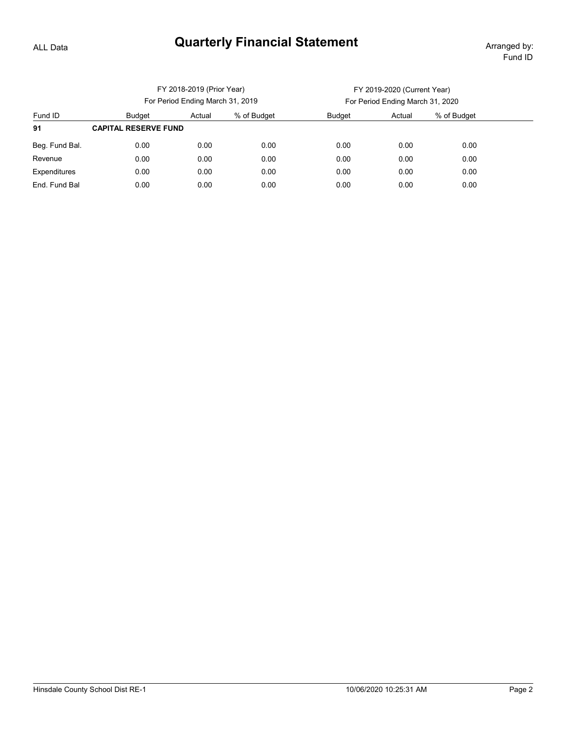ALL Data

# Quarterly Financial Statement

Arranged by: Fund ID

| | FY 2018-2019 (Prior Year) For Period Ending March 31, 2019 | | | FY 2019-2020 (Current Year) For Period Ending March 31, 2020 | | |
|---|---|---|---|---|---|---|
| Fund ID | Budget | Actual | % of Budget | Budget | Actual | % of Budget |
| **91** | **CAPITAL RESERVE FUND** | | | | | |
| Beg. Fund Bal. | 0.00 | 0.00 | 0.00 | 0.00 | 0.00 | 0.00 |
| Revenue | 0.00 | 0.00 | 0.00 | 0.00 | 0.00 | 0.00 |
| Expenditures | 0.00 | 0.00 | 0.00 | 0.00 | 0.00 | 0.00 |
| End. Fund Bal | 0.00 | 0.00 | 0.00 | 0.00 | 0.00 | 0.00 |

Hinsdale County School Dist RE-1 10/06/2020 10:25:31 AM